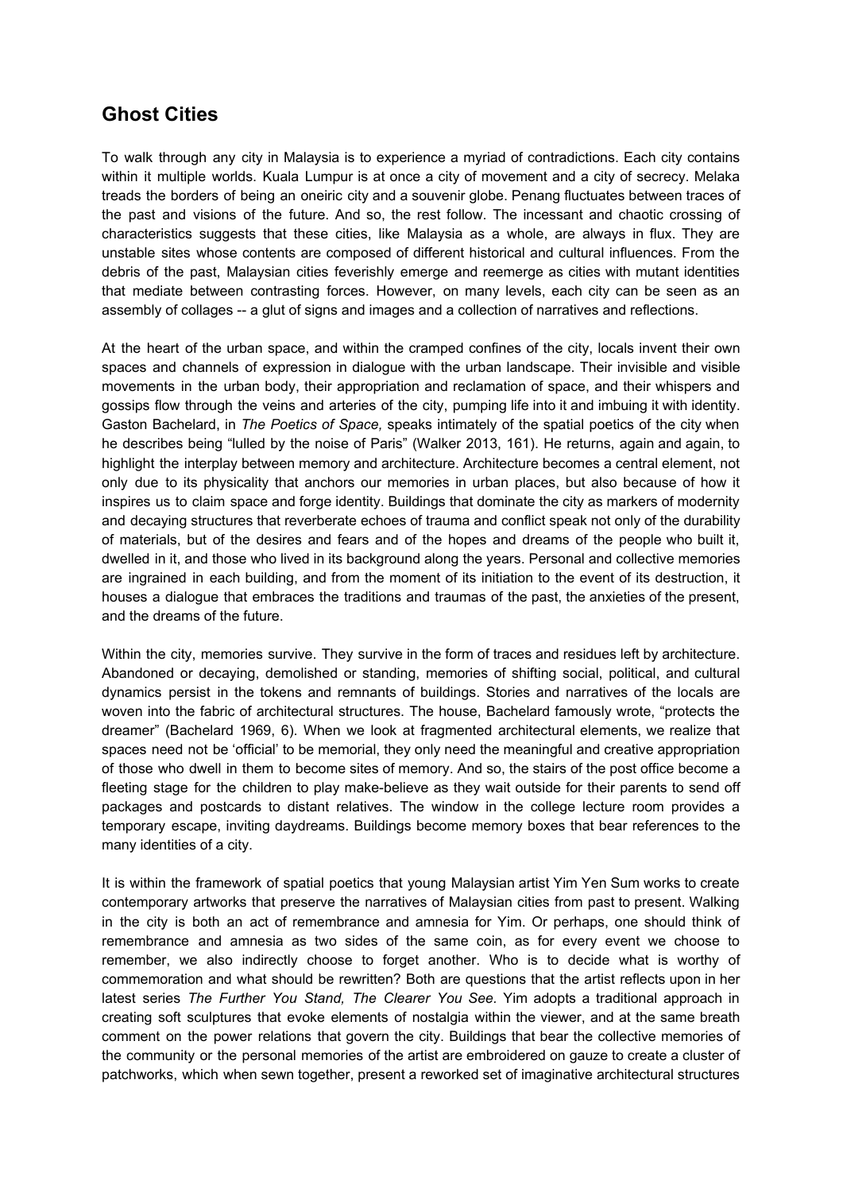## Ghost Cities

To walk through any city in Malaysia is to experience a myriad of contradictions. Each city contains within it multiple worlds. Kuala Lumpur is at once a city of movement and a city of secrecy. Melaka treads the borders of being an oneiric city and a souvenir globe. Penang fluctuates between traces of the past and visions of the future. And so, the rest follow. The incessant and chaotic crossing of characteristics suggests that these cities, like Malaysia as a whole, are always in flux. They are unstable sites whose contents are composed of different historical and cultural influences. From the debris of the past, Malaysian cities feverishly emerge and reemerge as cities with mutant identities that mediate between contrasting forces. However, on many levels, each city can be seen as an assembly of collages -- a glut of signs and images and a collection of narratives and reflections.

At the heart of the urban space, and within the cramped confines of the city, locals invent their own spaces and channels of expression in dialogue with the urban landscape. Their invisible and visible movements in the urban body, their appropriation and reclamation of space, and their whispers and gossips flow through the veins and arteries of the city, pumping life into it and imbuing it with identity. Gaston Bachelard, in *The Poetics of Space,* speaks intimately of the spatial poetics of the city when he describes being "lulled by the noise of Paris" (Walker 2013, 161). He returns, again and again, to highlight the interplay between memory and architecture. Architecture becomes a central element, not only due to its physicality that anchors our memories in urban places, but also because of how it inspires us to claim space and forge identity. Buildings that dominate the city as markers of modernity and decaying structures that reverberate echoes of trauma and conflict speak not only of the durability of materials, but of the desires and fears and of the hopes and dreams of the people who built it, dwelled in it, and those who lived in its background along the years. Personal and collective memories are ingrained in each building, and from the moment of its initiation to the event of its destruction, it houses a dialogue that embraces the traditions and traumas of the past, the anxieties of the present, and the dreams of the future.

Within the city, memories survive. They survive in the form of traces and residues left by architecture. Abandoned or decaying, demolished or standing, memories of shifting social, political, and cultural dynamics persist in the tokens and remnants of buildings. Stories and narratives of the locals are woven into the fabric of architectural structures. The house, Bachelard famously wrote, "protects the dreamer" (Bachelard 1969, 6). When we look at fragmented architectural elements, we realize that spaces need not be 'official' to be memorial, they only need the meaningful and creative appropriation of those who dwell in them to become sites of memory. And so, the stairs of the post office become a fleeting stage for the children to play make-believe as they wait outside for their parents to send off packages and postcards to distant relatives. The window in the college lecture room provides a temporary escape, inviting daydreams. Buildings become memory boxes that bear references to the many identities of a city.

It is within the framework of spatial poetics that young Malaysian artist Yim Yen Sum works to create contemporary artworks that preserve the narratives of Malaysian cities from past to present. Walking in the city is both an act of remembrance and amnesia for Yim. Or perhaps, one should think of remembrance and amnesia as two sides of the same coin, as for every event we choose to remember, we also indirectly choose to forget another. Who is to decide what is worthy of commemoration and what should be rewritten? Both are questions that the artist reflects upon in her latest series *The Further You Stand, The Clearer You See*. Yim adopts a traditional approach in creating soft sculptures that evoke elements of nostalgia within the viewer, and at the same breath comment on the power relations that govern the city. Buildings that bear the collective memories of the community or the personal memories of the artist are embroidered on gauze to create a cluster of patchworks, which when sewn together, present a reworked set of imaginative architectural structures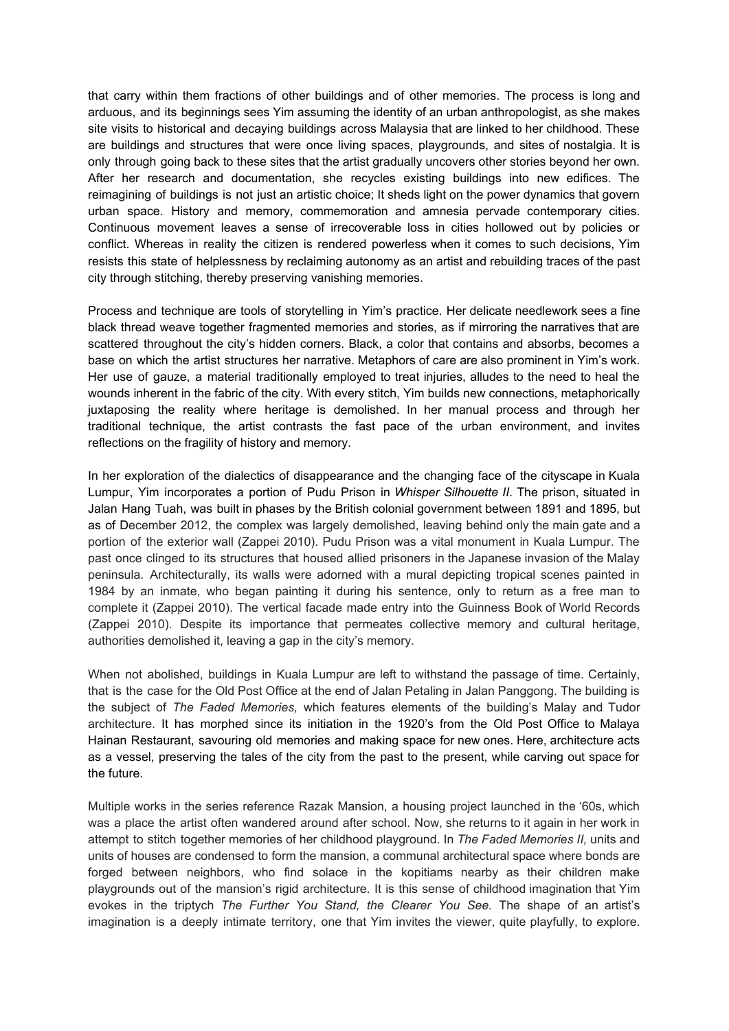that carry within them fractions of other buildings and of other memories. The process is long and arduous, and its beginnings sees Yim assuming the identity of an urban anthropologist, as she makes site visits to historical and decaying buildings across Malaysia that are linked to her childhood. These are buildings and structures that were once living spaces, playgrounds, and sites of nostalgia. It is only through going back to these sites that the artist gradually uncovers other stories beyond her own. After her research and documentation, she recycles existing buildings into new edifices. The reimagining of buildings is not just an artistic choice; It sheds light on the power dynamics that govern urban space. History and memory, commemoration and amnesia pervade contemporary cities. Continuous movement leaves a sense of irrecoverable loss in cities hollowed out by policies or conflict. Whereas in reality the citizen is rendered powerless when it comes to such decisions, Yim resists this state of helplessness by reclaiming autonomy as an artist and rebuilding traces of the past city through stitching, thereby preserving vanishing memories.

Process and technique are tools of storytelling in Yim's practice. Her delicate needlework sees a fine black thread weave together fragmented memories and stories, as if mirroring the narratives that are scattered throughout the city's hidden corners. Black, a color that contains and absorbs, becomes a base on which the artist structures her narrative. Metaphors of care are also prominent in Yim's work. Her use of gauze, a material traditionally employed to treat injuries, alludes to the need to heal the wounds inherent in the fabric of the city. With every stitch, Yim builds new connections, metaphorically juxtaposing the reality where heritage is demolished. In her manual process and through her traditional technique, the artist contrasts the fast pace of the urban environment, and invites reflections on the fragility of history and memory.

In her exploration of the dialectics of disappearance and the changing face of the cityscape in Kuala Lumpur, Yim incorporates a portion of Pudu Prison in *Whisper Silhouette II*. The prison, situated in Jalan Hang Tuah, was built in phases by the British colonial government between 1891 and 1895, but as of December 2012, the complex was largely demolished, leaving behind only the main gate and a portion of the exterior wall (Zappei 2010). Pudu Prison was a vital monument in Kuala Lumpur. The past once clinged to its structures that housed allied prisoners in the Japanese invasion of the Malay peninsula. Architecturally, its walls were adorned with a mural depicting tropical scenes painted in 1984 by an inmate, who began painting it during his sentence, only to return as a free man to complete it (Zappei 2010). The vertical facade made entry into the Guinness Book of World Records (Zappei 2010). Despite its importance that permeates collective memory and cultural heritage, authorities demolished it, leaving a gap in the city's memory.

When not abolished, buildings in Kuala Lumpur are left to withstand the passage of time. Certainly, that is the case for the Old Post Office at the end of Jalan Petaling in Jalan Panggong. The building is the subject of *The Faded Memories,* which features elements of the building's Malay and Tudor architecture. It has morphed since its initiation in the 1920's from the Old Post Office to Malaya Hainan Restaurant, savouring old memories and making space for new ones. Here, architecture acts as a vessel, preserving the tales of the city from the past to the present, while carving out space for the future.

Multiple works in the series reference Razak Mansion, a housing project launched in the '60s, which was a place the artist often wandered around after school. Now, she returns to it again in her work in attempt to stitch together memories of her childhood playground. In *The Faded Memories II,* units and units of houses are condensed to form the mansion, a communal architectural space where bonds are forged between neighbors, who find solace in the kopitiams nearby as their children make playgrounds out of the mansion's rigid architecture. It is this sense of childhood imagination that Yim evokes in the triptych *The Further You Stand, the Clearer You See.* The shape of an artist's imagination is a deeply intimate territory, one that Yim invites the viewer, quite playfully, to explore.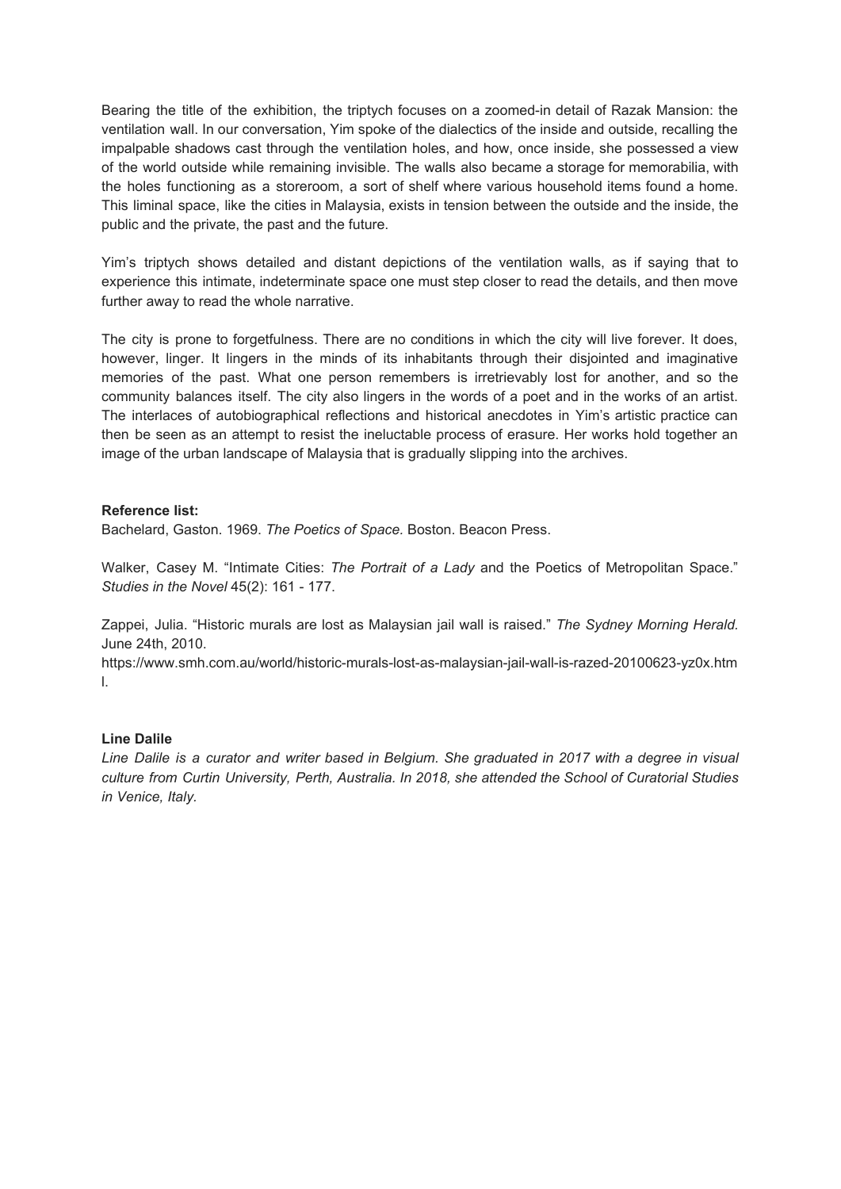Bearing the title of the exhibition, the triptych focuses on a zoomed-in detail of Razak Mansion: the ventilation wall. In our conversation, Yim spoke of the dialectics of the inside and outside, recalling the impalpable shadows cast through the ventilation holes, and how, once inside, she possessed a view of the world outside while remaining invisible. The walls also became a storage for memorabilia, with the holes functioning as a storeroom, a sort of shelf where various household items found a home. This liminal space, like the cities in Malaysia, exists in tension between the outside and the inside, the public and the private, the past and the future.

Yim's triptych shows detailed and distant depictions of the ventilation walls, as if saying that to experience this intimate, indeterminate space one must step closer to read the details, and then move further away to read the whole narrative.

The city is prone to forgetfulness. There are no conditions in which the city will live forever. It does, however, linger. It lingers in the minds of its inhabitants through their disjointed and imaginative memories of the past. What one person remembers is irretrievably lost for another, and so the community balances itself. The city also lingers in the words of a poet and in the works of an artist. The interlaces of autobiographical reflections and historical anecdotes in Yim's artistic practice can then be seen as an attempt to resist the ineluctable process of erasure. Her works hold together an image of the urban landscape of Malaysia that is gradually slipping into the archives.

**Reference list:**

Bachelard, Gaston. 1969. *The Poetics of Space.* Boston. Beacon Press.

Walker, Casey M. "Intimate Cities: *The Portrait of a Lady* and the Poetics of Metropolitan Space." *Studies in the Novel* 45(2): 161 - 177.

Zappei, Julia. "Historic murals are lost as Malaysian jail wall is raised." *The Sydney Morning Herald.* June 24th, 2010. https://www.smh.com.au/world/historic-murals-lost-as-malaysian-jail-wall-is-razed-20100623-yz0x.html.

**Line Dalile**

*Line Dalile is a curator and writer based in Belgium. She graduated in 2017 with a degree in visual culture from Curtin University, Perth, Australia. In 2018, she attended the School of Curatorial Studies in Venice, Italy.*